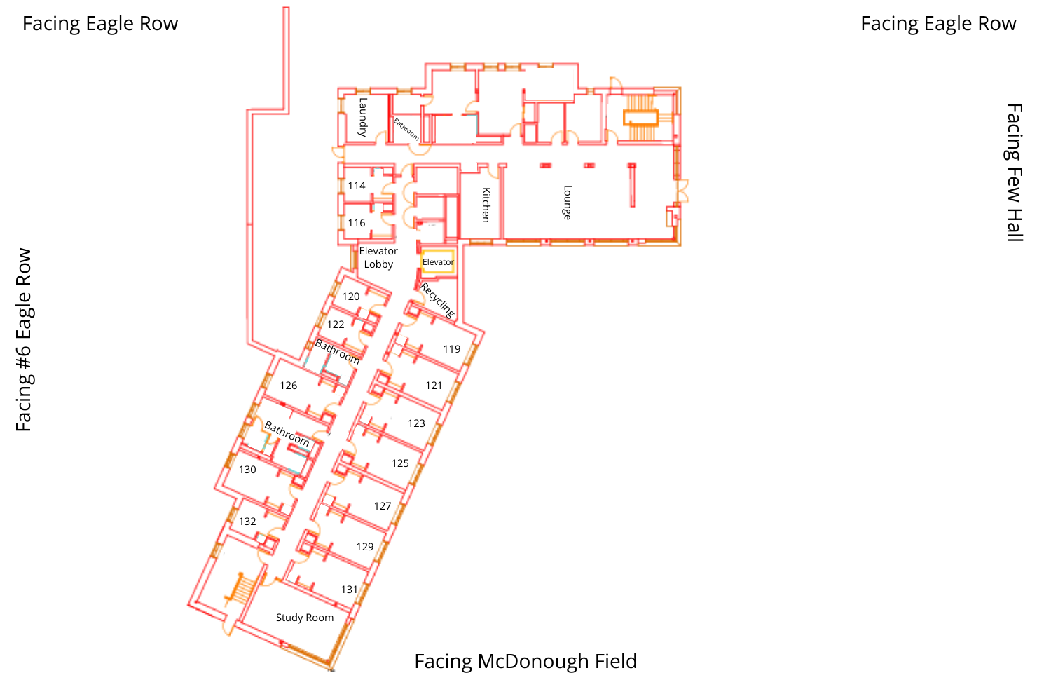Facing Eagle Row

Facing Eagle Row

Facing Few Hall

Facing #6 Eagle Row

Facing McDonough Field

Laundry

Bathroom

114

116

Kitchen

Lounge

Elevator Lobby

Elevator

Recycling

120

122

119

Bathroom

126

121

123

Bathroom

130

125

127

132

129

131

Study Room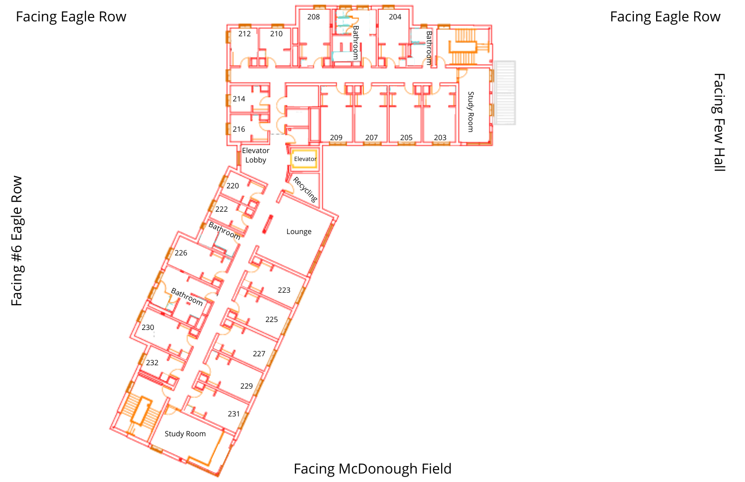Facing Eagle Row

Facing Eagle Row

Facing Few Hall

Facing #6 Eagle Row

Facing McDonough Field

212
210
208
Bathroom
204
Bathroom
214
216
209
207
205
203
Study Room
Elevator Lobby
Elevator
Recycling
220
222
Bathroom
Lounge
226
Bathroom
223
225
230
227
232
229
231
Study Room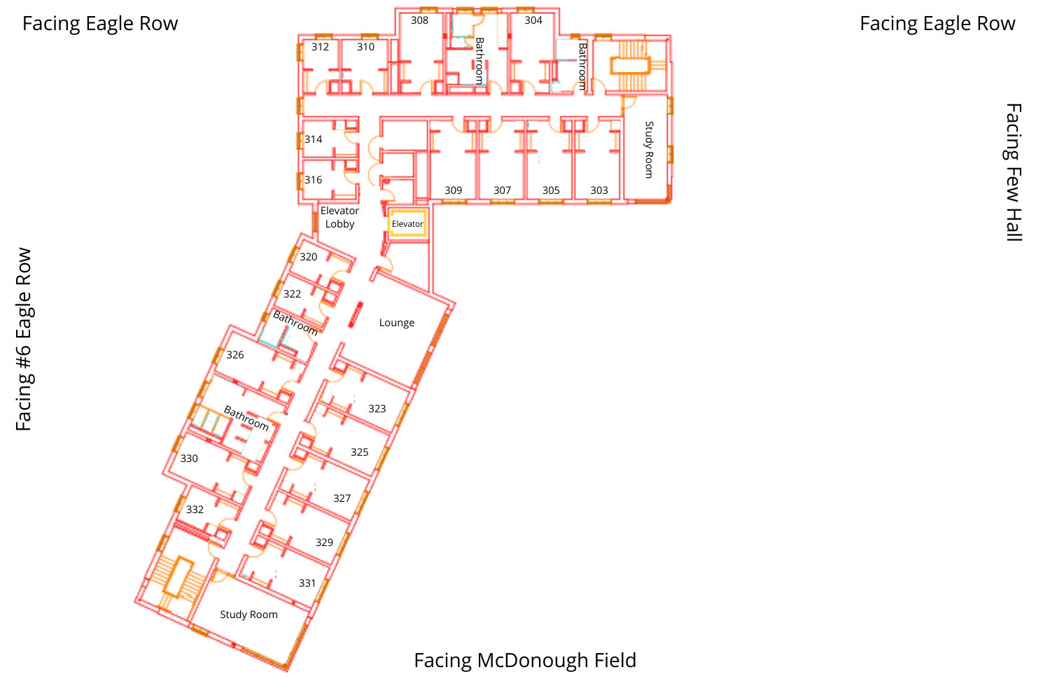Facing Eagle Row

Facing Eagle Row

Facing Few Hall

Facing #6 Eagle Row

Facing McDonough Field

312 310 308 Bathroom 304 Bathroom

314

316

Study Room

309 307 305 303

Elevator Lobby

Elevator

320

322

Bathroom

Lounge

326

Bathroom

323

325

330

327

332

329

331

Study Room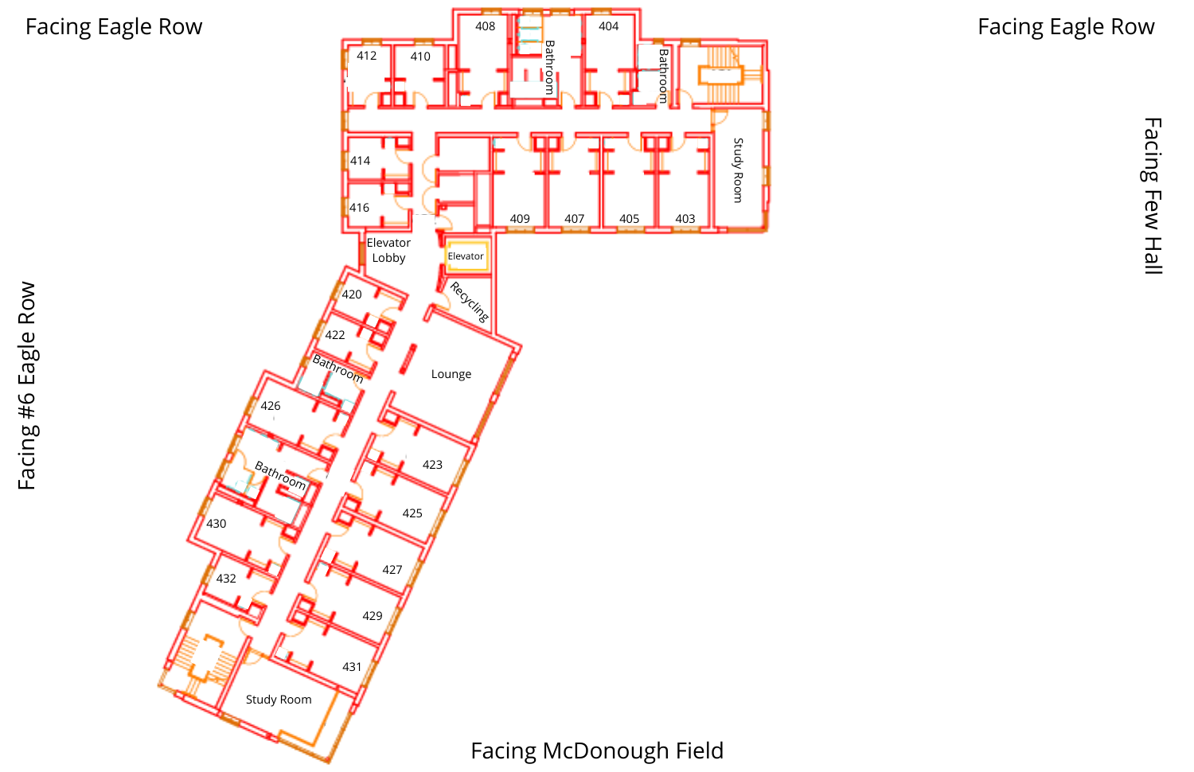Facing Eagle Row

Facing Eagle Row

Facing Few Hall

Facing #6 Eagle Row

Facing McDonough Field

412 410 408 Bathroom 404 Bathroom

414 Study Room

416 409 407 405 403

Elevator Lobby

Elevator

Recycling

420

422

Lounge

Bathroom

426

423

Bathroom

425

430

427

432

429

431

Study Room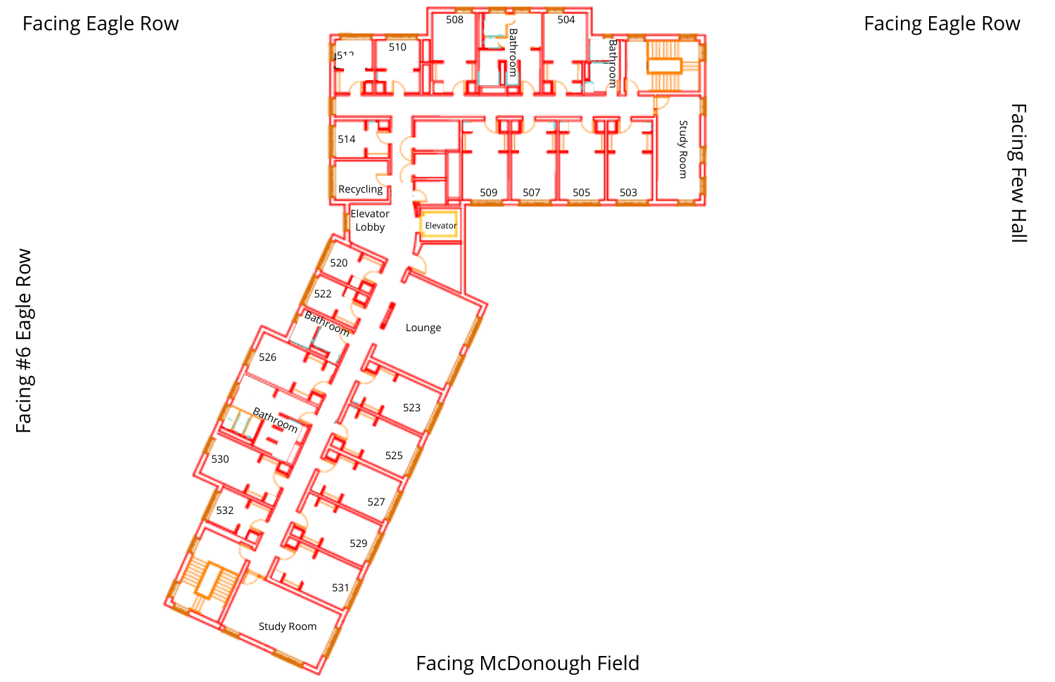Facing Eagle Row

Facing Eagle Row

Facing Few Hall

Facing #6 Eagle Row

Facing McDonough Field

512
510
508
504
Bathroom
Bathroom
514
Recycling
509
507
505
503
Study Room
Elevator Lobby
Elevator
520
522
Bathroom
Lounge
526
Bathroom
523
525
530
527
532
529
531
Study Room